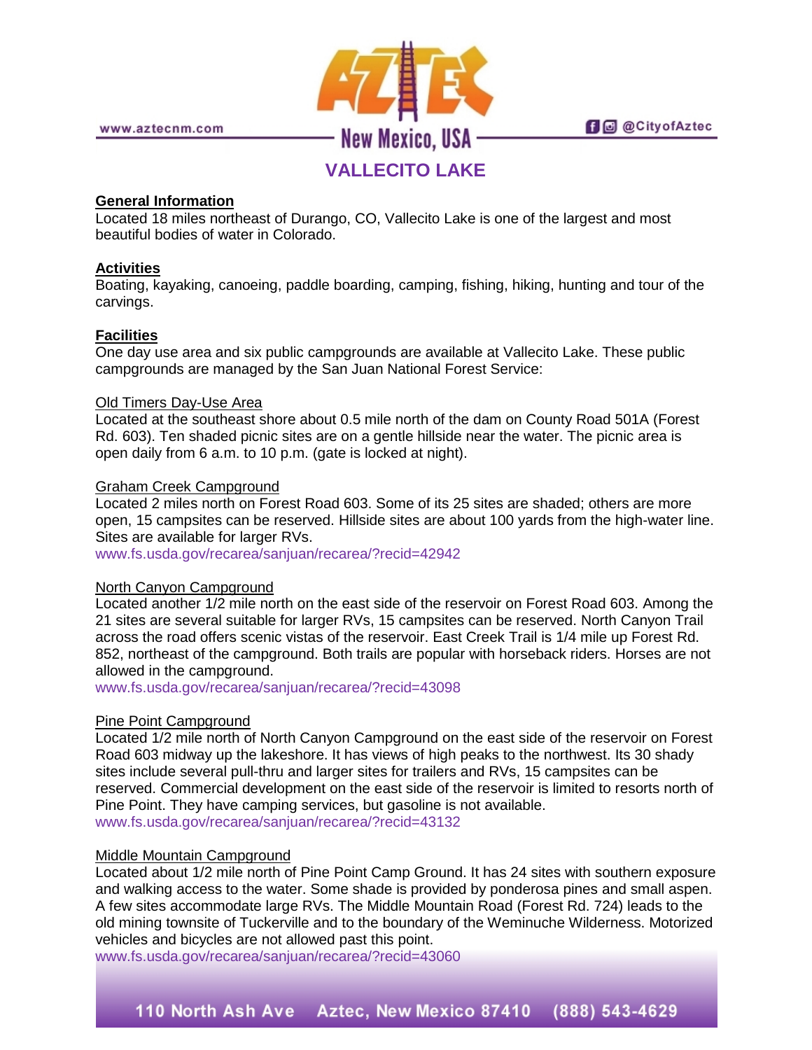# VALLECITO LAKE

## General Information

Located 18 miles northeast of Durango, CO, Vallecito Lake is one of the largest and most beautiful bodies of water in Colorado.

## Activities

Boating, kayaking, canoeing, paddle boarding, camping, fishing, hiking, hunting and tour of the carvings.

## Facilities

One day use area and six public campgrounds are available at Vallecito Lake. These public campgrounds are managed by the San Juan National Forest Service:

### Old Timers Day-Use Area

Located at the southeast shore about 0.5 mile north of the dam on County Road 501A (Forest Rd. 603). Ten shaded picnic sites are on a gentle hillside near the water. The picnic area is open daily from 6 a.m. to 10 p.m. (gate is locked at night).

### Graham Creek Campground

Located 2 miles north on Forest Road 603. Some of its 25 sites are shaded; others are more open, 15 campsites can be reserved. Hillside sites are about 100 yards from the high-water line. Sites are available for larger RVs.

www.fs.usda.gov/recarea/sanjuan/recarea/?recid=42942

### North Canyon Campground

Located another 1/2 mile north on the east side of the reservoir on Forest Road 603. Among the 21 sites are several suitable for larger RVs, 15 campsites can be reserved. North Canyon Trail across the road offers scenic vistas of the reservoir. East Creek Trail is 1/4 mile up Forest Rd. 852, northeast of the campground. Both trails are popular with horseback riders. Horses are not allowed in the campground.

www.fs.usda.gov/recarea/sanjuan/recarea/?recid=43098

### Pine Point Campground

Located 1/2 mile north of North Canyon Campground on the east side of the reservoir on Forest Road 603 midway up the lakeshore. It has views of high peaks to the northwest. Its 30 shady sites include several pull-thru and larger sites for trailers and RVs, 15 campsites can be reserved. Commercial development on the east side of the reservoir is limited to resorts north of Pine Point. They have camping services, but gasoline is not available.

www.fs.usda.gov/recarea/sanjuan/recarea/?recid=43132

### Middle Mountain Campground

Located about 1/2 mile north of Pine Point Camp Ground. It has 24 sites with southern exposure and walking access to the water. Some shade is provided by ponderosa pines and small aspen. A few sites accommodate large RVs. The Middle Mountain Road (Forest Rd. 724) leads to the old mining townsite of Tuckerville and to the boundary of the Weminuche Wilderness. Motorized vehicles and bicycles are not allowed past this point.

www.fs.usda.gov/recarea/sanjuan/recarea/?recid=43060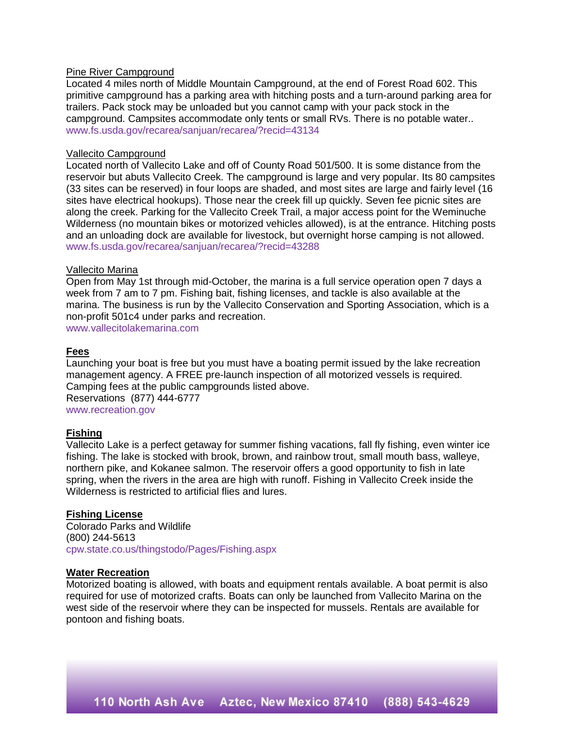Pine River Campground

Located 4 miles north of Middle Mountain Campground, at the end of Forest Road 602. This primitive campground has a parking area with hitching posts and a turn-around parking area for trailers. Pack stock may be unloaded but you cannot camp with your pack stock in the campground. Campsites accommodate only tents or small RVs. There is no potable water..
www.fs.usda.gov/recarea/sanjuan/recarea/?recid=43134

Vallecito Campground

Located north of Vallecito Lake and off of County Road 501/500. It is some distance from the reservoir but abuts Vallecito Creek. The campground is large and very popular. Its 80 campsites (33 sites can be reserved) in four loops are shaded, and most sites are large and fairly level (16 sites have electrical hookups). Those near the creek fill up quickly. Seven fee picnic sites are along the creek. Parking for the Vallecito Creek Trail, a major access point for the Weminuche Wilderness (no mountain bikes or motorized vehicles allowed), is at the entrance. Hitching posts and an unloading dock are available for livestock, but overnight horse camping is not allowed.
www.fs.usda.gov/recarea/sanjuan/recarea/?recid=43288

Vallecito Marina

Open from May 1st through mid-October, the marina is a full service operation open 7 days a week from 7 am to 7 pm. Fishing bait, fishing licenses, and tackle is also available at the marina. The business is run by the Vallecito Conservation and Sporting Association, which is a non-profit 501c4 under parks and recreation.
www.vallecitolakemarina.com

**Fees**

Launching your boat is free but you must have a boating permit issued by the lake recreation management agency. A FREE pre-launch inspection of all motorized vessels is required. Camping fees at the public campgrounds listed above.
Reservations (877) 444-6777
www.recreation.gov

**Fishing**

Vallecito Lake is a perfect getaway for summer fishing vacations, fall fly fishing, even winter ice fishing. The lake is stocked with brook, brown, and rainbow trout, small mouth bass, walleye, northern pike, and Kokanee salmon. The reservoir offers a good opportunity to fish in late spring, when the rivers in the area are high with runoff. Fishing in Vallecito Creek inside the Wilderness is restricted to artificial flies and lures.

**Fishing License**

Colorado Parks and Wildlife
(800) 244-5613
cpw.state.co.us/thingstodo/Pages/Fishing.aspx

**Water Recreation**

Motorized boating is allowed, with boats and equipment rentals available. A boat permit is also required for use of motorized crafts. Boats can only be launched from Vallecito Marina on the west side of the reservoir where they can be inspected for mussels. Rentals are available for pontoon and fishing boats.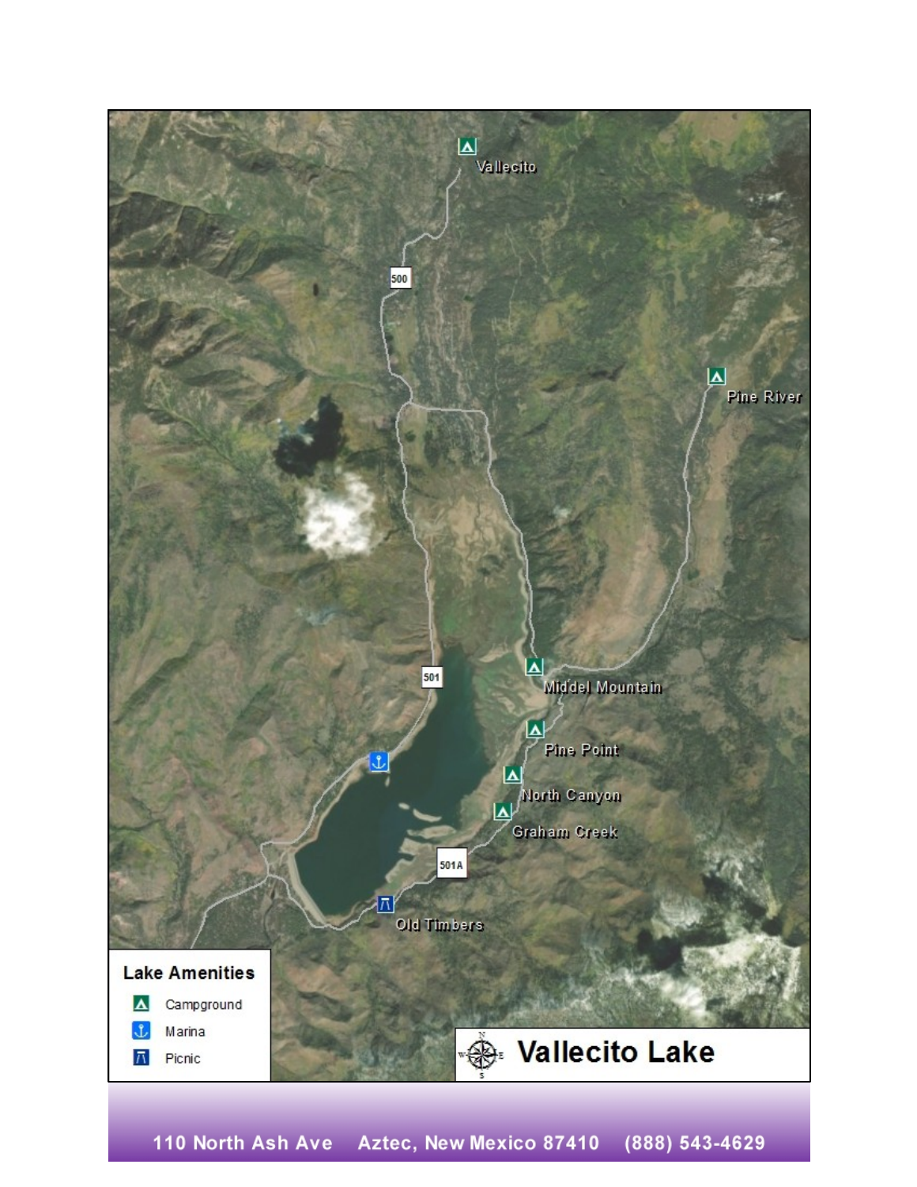Vallecito

500

Pine River

501

Middel Mountain

Pine Point

North Canyon

Graham Creek

501A

Old Timbers

**Lake Amenities**

- Campground
- Marina
- Picnic

# Vallecito Lake

110 North Ash Ave Aztec, New Mexico 87410 (888) 543-4629